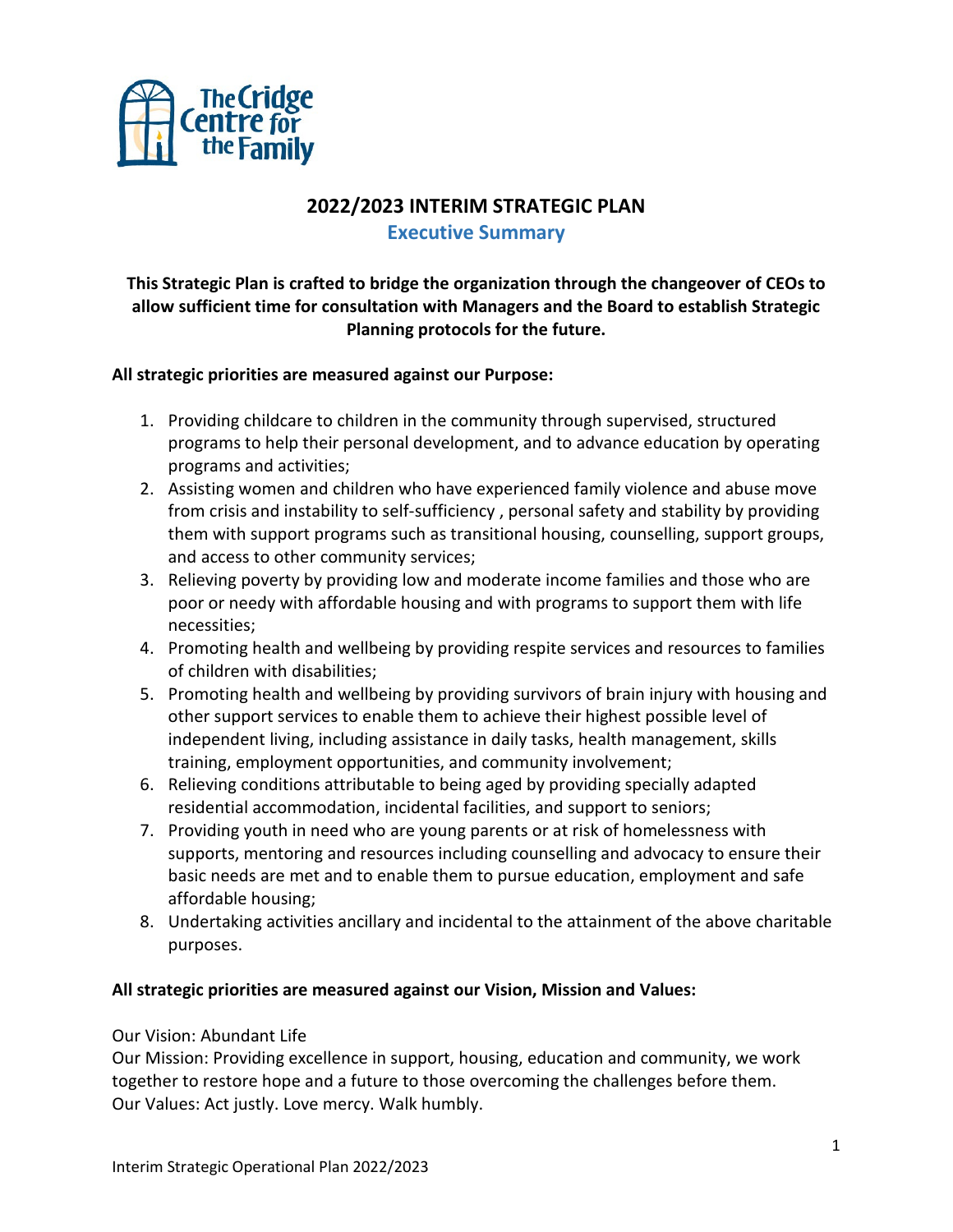The Cridge Centre for the Family

# 2022/2023 INTERIM STRATEGIC PLAN

## Executive Summary

**This Strategic Plan is crafted to bridge the organization through the changeover of CEOs to allow sufficient time for consultation with Managers and the Board to establish Strategic Planning protocols for the future.**

**All strategic priorities are measured against our Purpose:**

1. Providing childcare to children in the community through supervised, structured programs to help their personal development, and to advance education by operating programs and activities;
2. Assisting women and children who have experienced family violence and abuse move from crisis and instability to self-sufficiency , personal safety and stability by providing them with support programs such as transitional housing, counselling, support groups, and access to other community services;
3. Relieving poverty by providing low and moderate income families and those who are poor or needy with affordable housing and with programs to support them with life necessities;
4. Promoting health and wellbeing by providing respite services and resources to families of children with disabilities;
5. Promoting health and wellbeing by providing survivors of brain injury with housing and other support services to enable them to achieve their highest possible level of independent living, including assistance in daily tasks, health management, skills training, employment opportunities, and community involvement;
6. Relieving conditions attributable to being aged by providing specially adapted residential accommodation, incidental facilities, and support to seniors;
7. Providing youth in need who are young parents or at risk of homelessness with supports, mentoring and resources including counselling and advocacy to ensure their basic needs are met and to enable them to pursue education, employment and safe affordable housing;
8. Undertaking activities ancillary and incidental to the attainment of the above charitable purposes.

**All strategic priorities are measured against our Vision, Mission and Values:**

Our Vision: Abundant Life
Our Mission: Providing excellence in support, housing, education and community, we work together to restore hope and a future to those overcoming the challenges before them.
Our Values: Act justly. Love mercy. Walk humbly.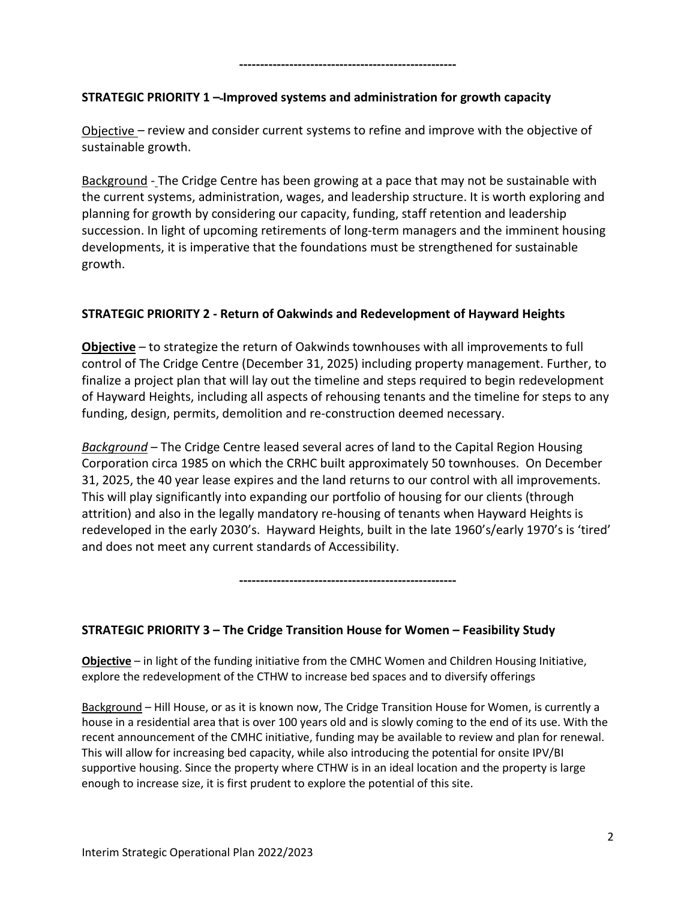---------------------------------------------------

**STRATEGIC PRIORITY 1 – Improved systems and administration for growth capacity**

Objective – review and consider current systems to refine and improve with the objective of sustainable growth.

Background - The Cridge Centre has been growing at a pace that may not be sustainable with the current systems, administration, wages, and leadership structure. It is worth exploring and planning for growth by considering our capacity, funding, staff retention and leadership succession. In light of upcoming retirements of long-term managers and the imminent housing developments, it is imperative that the foundations must be strengthened for sustainable growth.

**STRATEGIC PRIORITY 2 - Return of Oakwinds and Redevelopment of Hayward Heights**

**Objective** – to strategize the return of Oakwinds townhouses with all improvements to full control of The Cridge Centre (December 31, 2025) including property management. Further, to finalize a project plan that will lay out the timeline and steps required to begin redevelopment of Hayward Heights, including all aspects of rehousing tenants and the timeline for steps to any funding, design, permits, demolition and re-construction deemed necessary.

*Background* – The Cridge Centre leased several acres of land to the Capital Region Housing Corporation circa 1985 on which the CRHC built approximately 50 townhouses. On December 31, 2025, the 40 year lease expires and the land returns to our control with all improvements. This will play significantly into expanding our portfolio of housing for our clients (through attrition) and also in the legally mandatory re-housing of tenants when Hayward Heights is redeveloped in the early 2030's. Hayward Heights, built in the late 1960's/early 1970's is 'tired' and does not meet any current standards of Accessibility.

---------------------------------------------------

**STRATEGIC PRIORITY 3 – The Cridge Transition House for Women – Feasibility Study**

**Objective** – in light of the funding initiative from the CMHC Women and Children Housing Initiative, explore the redevelopment of the CTHW to increase bed spaces and to diversify offerings

Background – Hill House, or as it is known now, The Cridge Transition House for Women, is currently a house in a residential area that is over 100 years old and is slowly coming to the end of its use. With the recent announcement of the CMHC initiative, funding may be available to review and plan for renewal. This will allow for increasing bed capacity, while also introducing the potential for onsite IPV/BI supportive housing. Since the property where CTHW is in an ideal location and the property is large enough to increase size, it is first prudent to explore the potential of this site.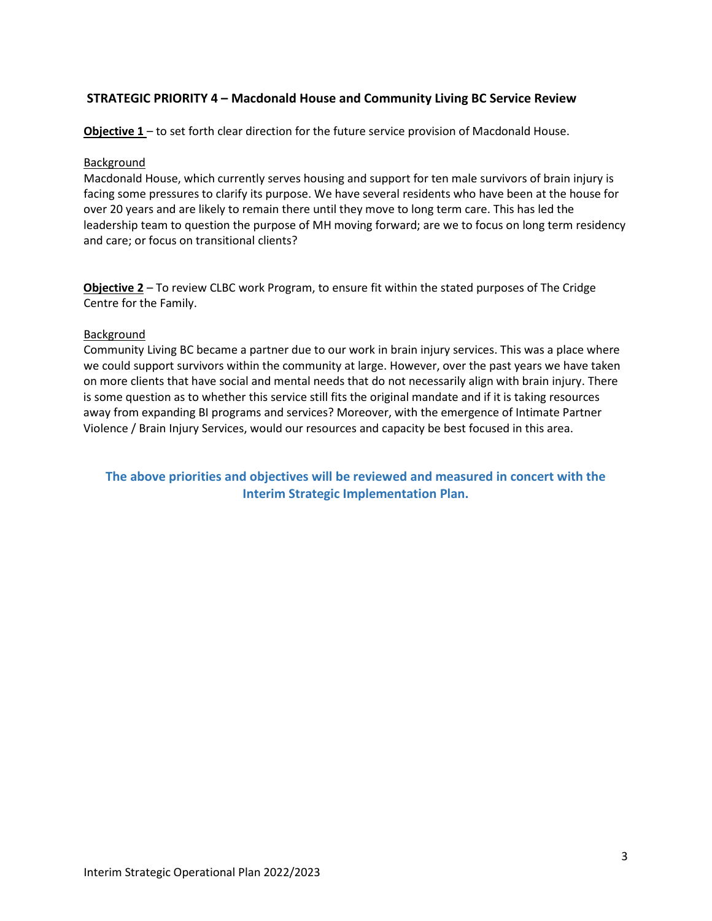## STRATEGIC PRIORITY 4 – Macdonald House and Community Living BC Service Review

**Objective 1** – to set forth clear direction for the future service provision of Macdonald House.

Background

Macdonald House, which currently serves housing and support for ten male survivors of brain injury is facing some pressures to clarify its purpose. We have several residents who have been at the house for over 20 years and are likely to remain there until they move to long term care. This has led the leadership team to question the purpose of MH moving forward; are we to focus on long term residency and care; or focus on transitional clients?

**Objective 2** – To review CLBC work Program, to ensure fit within the stated purposes of The Cridge Centre for the Family.

Background

Community Living BC became a partner due to our work in brain injury services. This was a place where we could support survivors within the community at large. However, over the past years we have taken on more clients that have social and mental needs that do not necessarily align with brain injury. There is some question as to whether this service still fits the original mandate and if it is taking resources away from expanding BI programs and services? Moreover, with the emergence of Intimate Partner Violence / Brain Injury Services, would our resources and capacity be best focused in this area.

**The above priorities and objectives will be reviewed and measured in concert with the Interim Strategic Implementation Plan.**